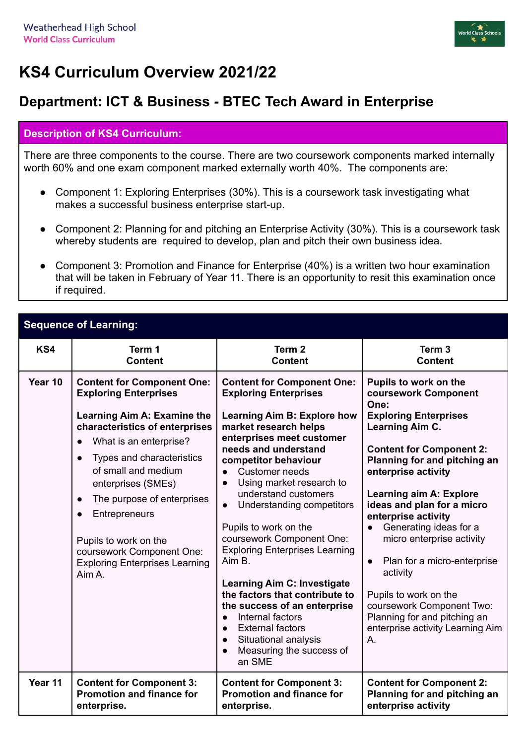Weatherhead High School
World Class Curriculum

# KS4 Curriculum Overview 2021/22

## Department: ICT & Business - BTEC Tech Award in Enterprise

**Description of KS4 Curriculum:**

There are three components to the course. There are two coursework components marked internally worth 60% and one exam component marked externally worth 40%. The components are:

- Component 1: Exploring Enterprises (30%). This is a coursework task investigating what makes a successful business enterprise start-up.
- Component 2: Planning for and pitching an Enterprise Activity (30%). This is a coursework task whereby students are required to develop, plan and pitch their own business idea.
- Component 3: Promotion and Finance for Enterprise (40%) is a written two hour examination that will be taken in February of Year 11. There is an opportunity to resit this examination once if required.

**Sequence of Learning:**

| KS4 | Term 1 Content | Term 2 Content | Term 3 Content |
|---|---|---|---|
| Year 10 | **Content for Component One: Exploring Enterprises**<br><br>**Learning Aim A: Examine the characteristics of enterprises**<br>• What is an enterprise?<br>• Types and characteristics of small and medium enterprises (SMEs)<br>• The purpose of enterprises<br>• Entrepreneurs<br><br>Pupils to work on the coursework Component One: Exploring Enterprises Learning Aim A. | **Content for Component One: Exploring Enterprises**<br><br>**Learning Aim B: Explore how market research helps enterprises meet customer needs and understand competitor behaviour**<br>• Customer needs<br>• Using market research to understand customers<br>• Understanding competitors<br><br>Pupils to work on the coursework Component One: Exploring Enterprises Learning Aim B.<br><br>**Learning Aim C: Investigate the factors that contribute to the success of an enterprise**<br>• Internal factors<br>• External factors<br>• Situational analysis<br>• Measuring the success of an SME | **Pupils to work on the coursework Component One: Exploring Enterprises Learning Aim C.**<br><br>**Content for Component 2: Planning for and pitching an enterprise activity**<br><br>**Learning aim A: Explore ideas and plan for a micro enterprise activity**<br>• Generating ideas for a micro enterprise activity<br>• Plan for a micro-enterprise activity<br><br>Pupils to work on the coursework Component Two: Planning for and pitching an enterprise activity Learning Aim A. |
| Year 11 | **Content for Component 3: Promotion and finance for enterprise.** | **Content for Component 3: Promotion and finance for enterprise.** | **Content for Component 2: Planning for and pitching an enterprise activity** |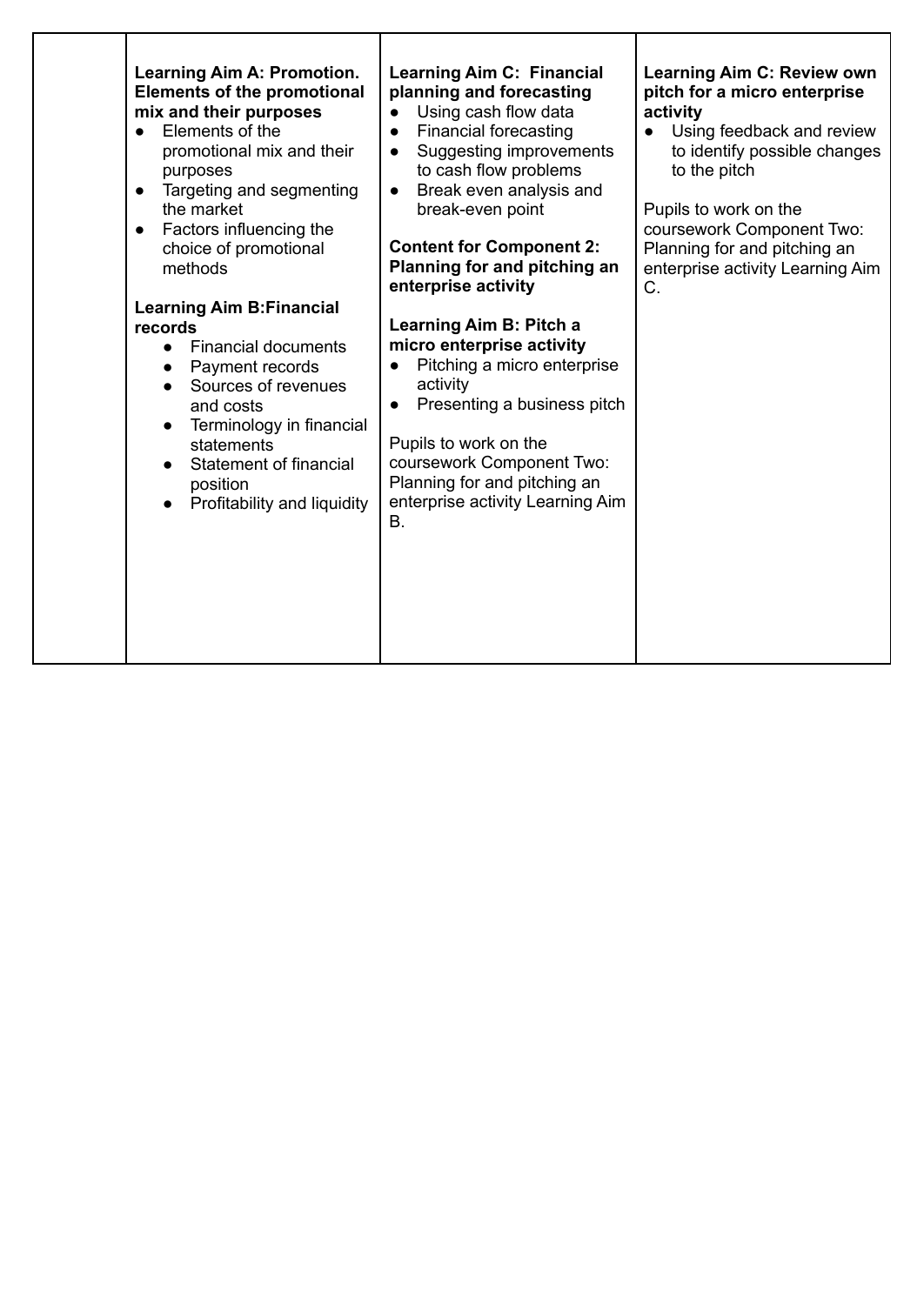| | | | |
|---|---|---|---|
| | **Learning Aim A: Promotion. Elements of the promotional mix and their purposes**<br>• Elements of the promotional mix and their purposes<br>• Targeting and segmenting the market<br>• Factors influencing the choice of promotional methods<br><br>**Learning Aim B:Financial records**<br>• Financial documents<br>• Payment records<br>• Sources of revenues and costs<br>• Terminology in financial statements<br>• Statement of financial position<br>• Profitability and liquidity | **Learning Aim C: Financial planning and forecasting**<br>• Using cash flow data<br>• Financial forecasting<br>• Suggesting improvements to cash flow problems<br>• Break even analysis and break-even point<br><br>**Content for Component 2: Planning for and pitching an enterprise activity**<br><br>**Learning Aim B: Pitch a micro enterprise activity**<br>• Pitching a micro enterprise activity<br>• Presenting a business pitch<br><br>Pupils to work on the coursework Component Two: Planning for and pitching an enterprise activity Learning Aim B. | **Learning Aim C: Review own pitch for a micro enterprise activity**<br>• Using feedback and review to identify possible changes to the pitch<br><br>Pupils to work on the coursework Component Two: Planning for and pitching an enterprise activity Learning Aim C. |